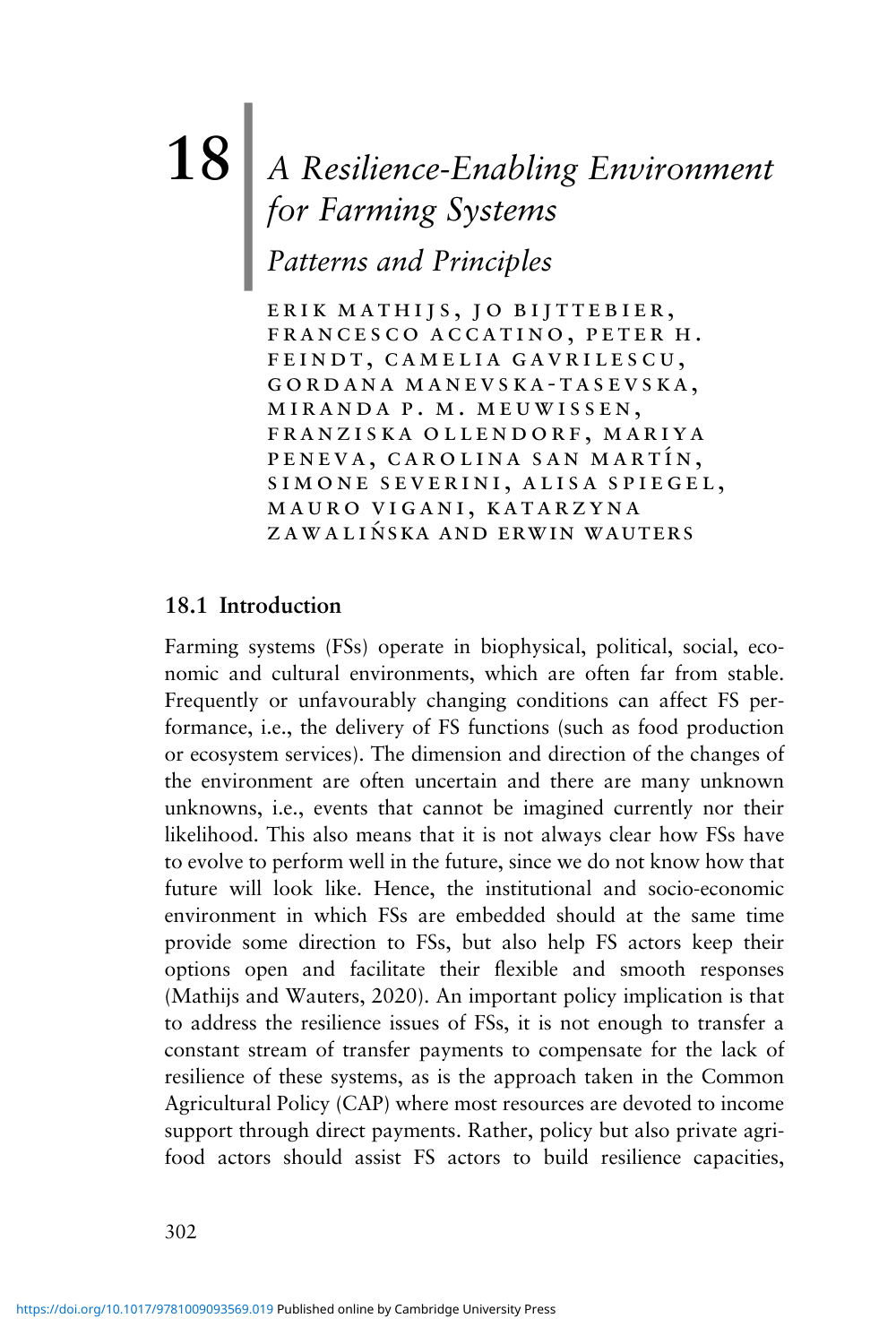# 18 A Resilience-Enabling Environment for Farming Systems

## Patterns and Principles

ERIK MATHIJS, JO BIJTTEBIER, FRANCESCO ACCATINO, PETER H. FEINDT, CAMELIA GAVRILESCU, GORDANA MANEVSKA-TASEVSKA, MIRANDA P. M. MEUWISSEN, FRANZISKA OLLENDORF, MARIYA PENEVA, CAROLINA SAN MARTÍN, SIMONE SEVERINI, ALISA SPIEGEL, MAURO VIGANI, KATARZYNA ZAWALIŃSKA AND ERWIN WAUTERS

### 18.1 Introduction

Farming systems (FSs) operate in biophysical, political, social, economic and cultural environments, which are often far from stable. Frequently or unfavourably changing conditions can affect FS performance, i.e., the delivery of FS functions (such as food production or ecosystem services). The dimension and direction of the changes of the environment are often uncertain and there are many unknown unknowns, i.e., events that cannot be imagined currently nor their likelihood. This also means that it is not always clear how FSs have to evolve to perform well in the future, since we do not know how that future will look like. Hence, the institutional and socio-economic environment in which FSs are embedded should at the same time provide some direction to FSs, but also help FS actors keep their options open and facilitate their flexible and smooth responses (Mathijs and Wauters, 2020). An important policy implication is that to address the resilience issues of FSs, it is not enough to transfer a constant stream of transfer payments to compensate for the lack of resilience of these systems, as is the approach taken in the Common Agricultural Policy (CAP) where most resources are devoted to income support through direct payments. Rather, policy but also private agri-food actors should assist FS actors to build resilience capacities,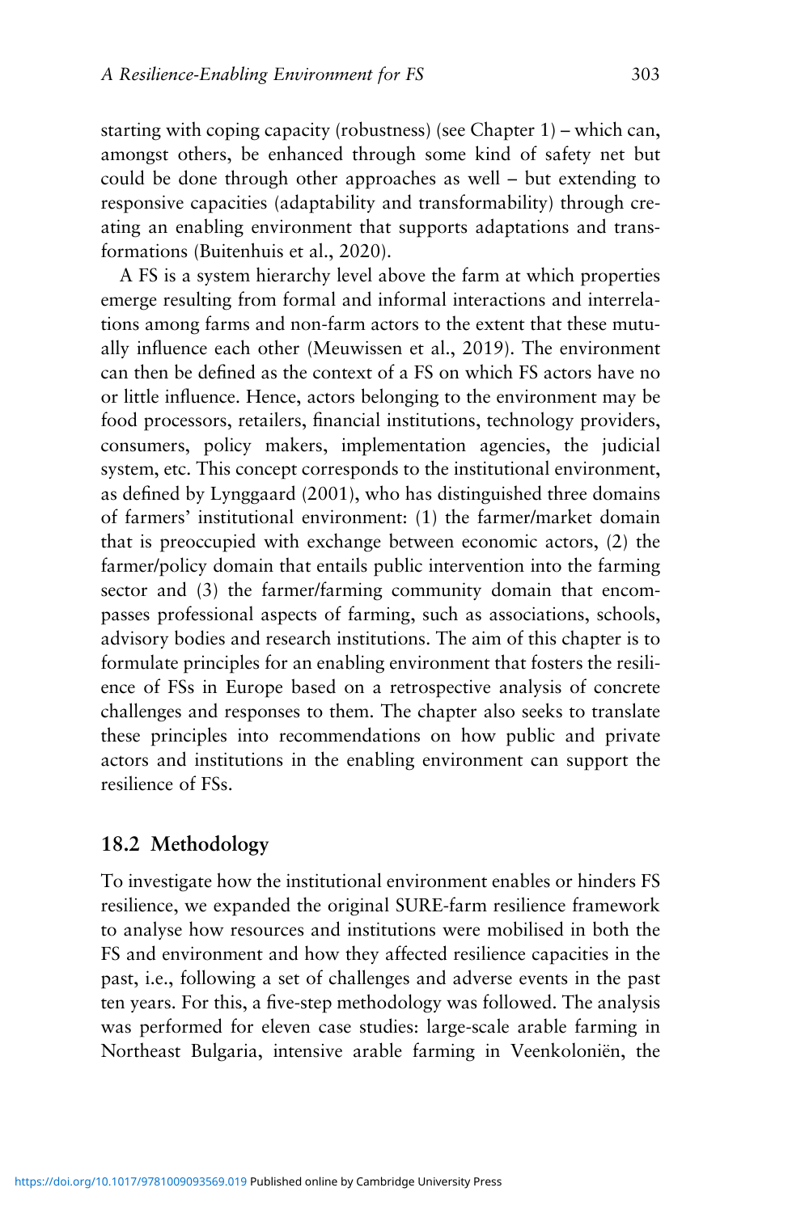starting with coping capacity (robustness) (see Chapter 1) – which can, amongst others, be enhanced through some kind of safety net but could be done through other approaches as well – but extending to responsive capacities (adaptability and transformability) through creating an enabling environment that supports adaptations and transformations (Buitenhuis et al., 2020).

A FS is a system hierarchy level above the farm at which properties emerge resulting from formal and informal interactions and interrelations among farms and non-farm actors to the extent that these mutually influence each other (Meuwissen et al., 2019). The environment can then be defined as the context of a FS on which FS actors have no or little influence. Hence, actors belonging to the environment may be food processors, retailers, financial institutions, technology providers, consumers, policy makers, implementation agencies, the judicial system, etc. This concept corresponds to the institutional environment, as defined by Lynggaard (2001), who has distinguished three domains of farmers' institutional environment: (1) the farmer/market domain that is preoccupied with exchange between economic actors, (2) the farmer/policy domain that entails public intervention into the farming sector and (3) the farmer/farming community domain that encompasses professional aspects of farming, such as associations, schools, advisory bodies and research institutions. The aim of this chapter is to formulate principles for an enabling environment that fosters the resilience of FSs in Europe based on a retrospective analysis of concrete challenges and responses to them. The chapter also seeks to translate these principles into recommendations on how public and private actors and institutions in the enabling environment can support the resilience of FSs.

## 18.2 Methodology

To investigate how the institutional environment enables or hinders FS resilience, we expanded the original SURE-farm resilience framework to analyse how resources and institutions were mobilised in both the FS and environment and how they affected resilience capacities in the past, i.e., following a set of challenges and adverse events in the past ten years. For this, a five-step methodology was followed. The analysis was performed for eleven case studies: large-scale arable farming in Northeast Bulgaria, intensive arable farming in Veenkoloniën, the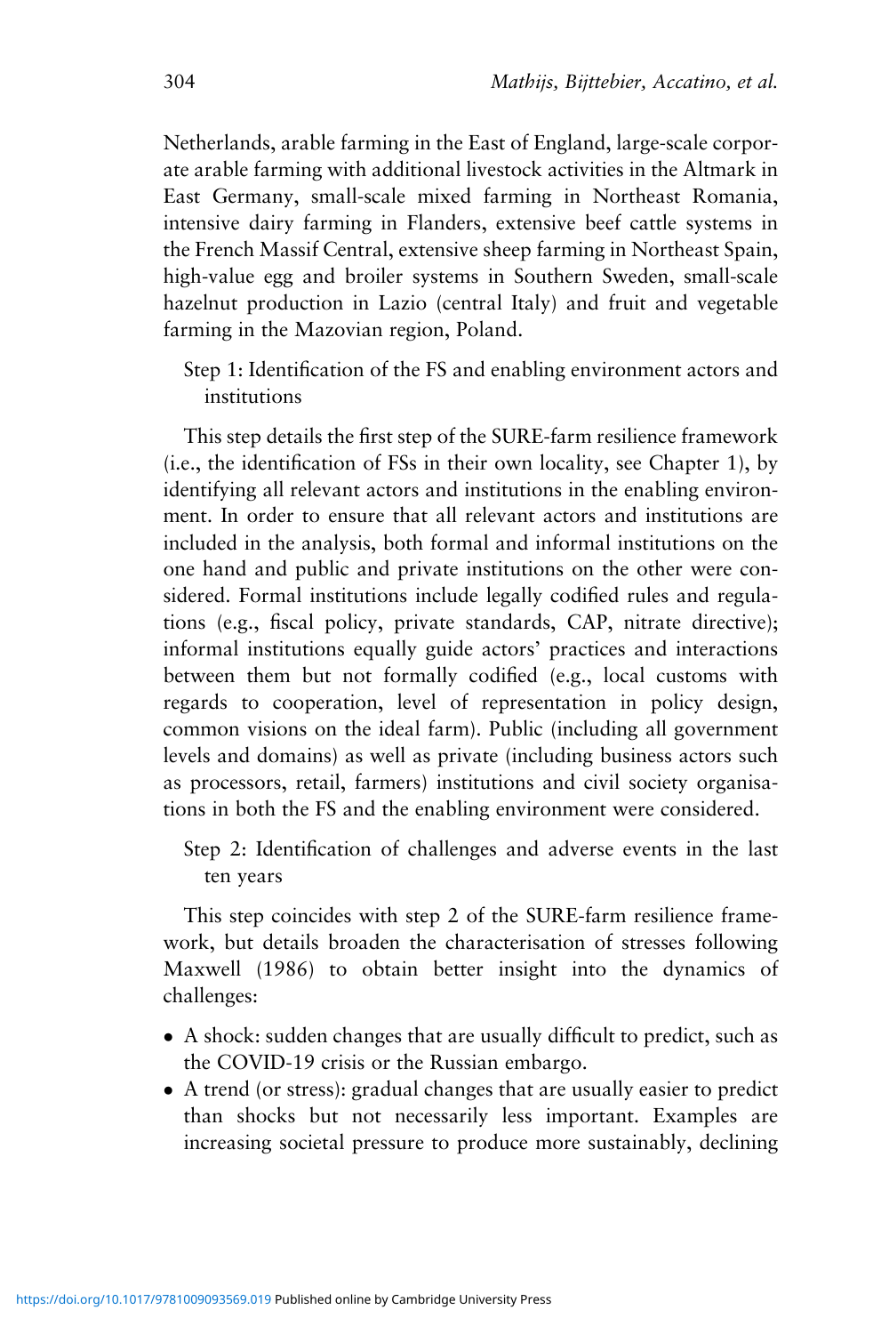Netherlands, arable farming in the East of England, large-scale corporate arable farming with additional livestock activities in the Altmark in East Germany, small-scale mixed farming in Northeast Romania, intensive dairy farming in Flanders, extensive beef cattle systems in the French Massif Central, extensive sheep farming in Northeast Spain, high-value egg and broiler systems in Southern Sweden, small-scale hazelnut production in Lazio (central Italy) and fruit and vegetable farming in the Mazovian region, Poland.

Step 1: Identification of the FS and enabling environment actors and institutions

This step details the first step of the SURE-farm resilience framework (i.e., the identification of FSs in their own locality, see Chapter 1), by identifying all relevant actors and institutions in the enabling environment. In order to ensure that all relevant actors and institutions are included in the analysis, both formal and informal institutions on the one hand and public and private institutions on the other were considered. Formal institutions include legally codified rules and regulations (e.g., fiscal policy, private standards, CAP, nitrate directive); informal institutions equally guide actors' practices and interactions between them but not formally codified (e.g., local customs with regards to cooperation, level of representation in policy design, common visions on the ideal farm). Public (including all government levels and domains) as well as private (including business actors such as processors, retail, farmers) institutions and civil society organisations in both the FS and the enabling environment were considered.

Step 2: Identification of challenges and adverse events in the last ten years

This step coincides with step 2 of the SURE-farm resilience framework, but details broaden the characterisation of stresses following Maxwell (1986) to obtain better insight into the dynamics of challenges:

- A shock: sudden changes that are usually difficult to predict, such as the COVID-19 crisis or the Russian embargo.
- A trend (or stress): gradual changes that are usually easier to predict than shocks but not necessarily less important. Examples are increasing societal pressure to produce more sustainably, declining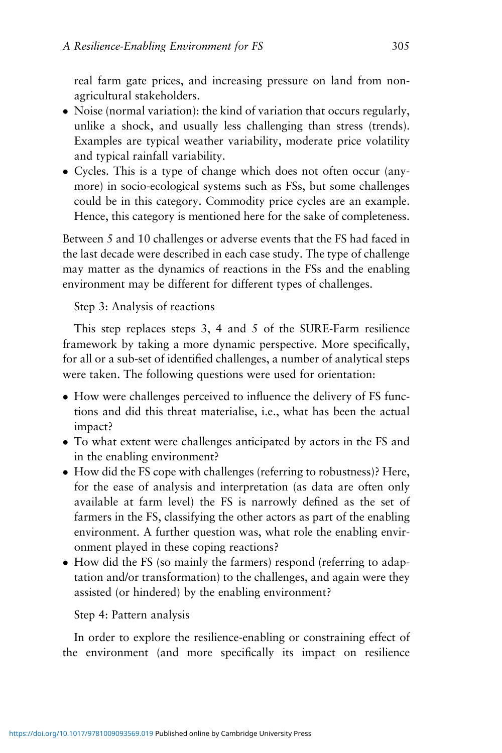real farm gate prices, and increasing pressure on land from non-agricultural stakeholders.

- Noise (normal variation): the kind of variation that occurs regularly, unlike a shock, and usually less challenging than stress (trends). Examples are typical weather variability, moderate price volatility and typical rainfall variability.
- Cycles. This is a type of change which does not often occur (any-more) in socio-ecological systems such as FSs, but some challenges could be in this category. Commodity price cycles are an example. Hence, this category is mentioned here for the sake of completeness.

Between 5 and 10 challenges or adverse events that the FS had faced in the last decade were described in each case study. The type of challenge may matter as the dynamics of reactions in the FSs and the enabling environment may be different for different types of challenges.

Step 3: Analysis of reactions

This step replaces steps 3, 4 and 5 of the SURE-Farm resilience framework by taking a more dynamic perspective. More specifically, for all or a sub-set of identified challenges, a number of analytical steps were taken. The following questions were used for orientation:

- How were challenges perceived to influence the delivery of FS functions and did this threat materialise, i.e., what has been the actual impact?
- To what extent were challenges anticipated by actors in the FS and in the enabling environment?
- How did the FS cope with challenges (referring to robustness)? Here, for the ease of analysis and interpretation (as data are often only available at farm level) the FS is narrowly defined as the set of farmers in the FS, classifying the other actors as part of the enabling environment. A further question was, what role the enabling environment played in these coping reactions?
- How did the FS (so mainly the farmers) respond (referring to adaptation and/or transformation) to the challenges, and again were they assisted (or hindered) by the enabling environment?

Step 4: Pattern analysis

In order to explore the resilience-enabling or constraining effect of the environment (and more specifically its impact on resilience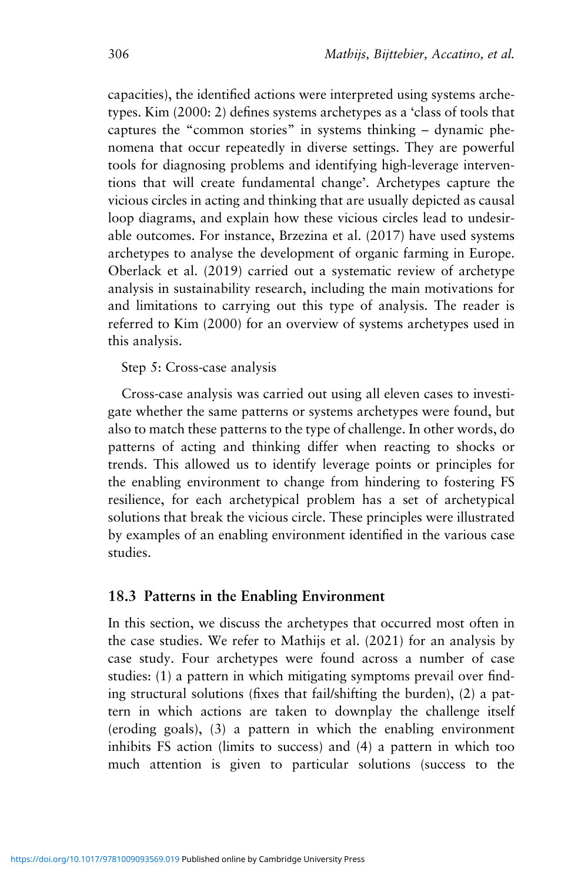capacities), the identified actions were interpreted using systems archetypes. Kim (2000: 2) defines systems archetypes as a 'class of tools that captures the "common stories" in systems thinking – dynamic phenomena that occur repeatedly in diverse settings. They are powerful tools for diagnosing problems and identifying high-leverage interventions that will create fundamental change'. Archetypes capture the vicious circles in acting and thinking that are usually depicted as causal loop diagrams, and explain how these vicious circles lead to undesirable outcomes. For instance, Brzezina et al. (2017) have used systems archetypes to analyse the development of organic farming in Europe. Oberlack et al. (2019) carried out a systematic review of archetype analysis in sustainability research, including the main motivations for and limitations to carrying out this type of analysis. The reader is referred to Kim (2000) for an overview of systems archetypes used in this analysis.

Step 5: Cross-case analysis

Cross-case analysis was carried out using all eleven cases to investigate whether the same patterns or systems archetypes were found, but also to match these patterns to the type of challenge. In other words, do patterns of acting and thinking differ when reacting to shocks or trends. This allowed us to identify leverage points or principles for the enabling environment to change from hindering to fostering FS resilience, for each archetypical problem has a set of archetypical solutions that break the vicious circle. These principles were illustrated by examples of an enabling environment identified in the various case studies.

## 18.3 Patterns in the Enabling Environment

In this section, we discuss the archetypes that occurred most often in the case studies. We refer to Mathijs et al. (2021) for an analysis by case study. Four archetypes were found across a number of case studies: (1) a pattern in which mitigating symptoms prevail over finding structural solutions (fixes that fail/shifting the burden), (2) a pattern in which actions are taken to downplay the challenge itself (eroding goals), (3) a pattern in which the enabling environment inhibits FS action (limits to success) and (4) a pattern in which too much attention is given to particular solutions (success to the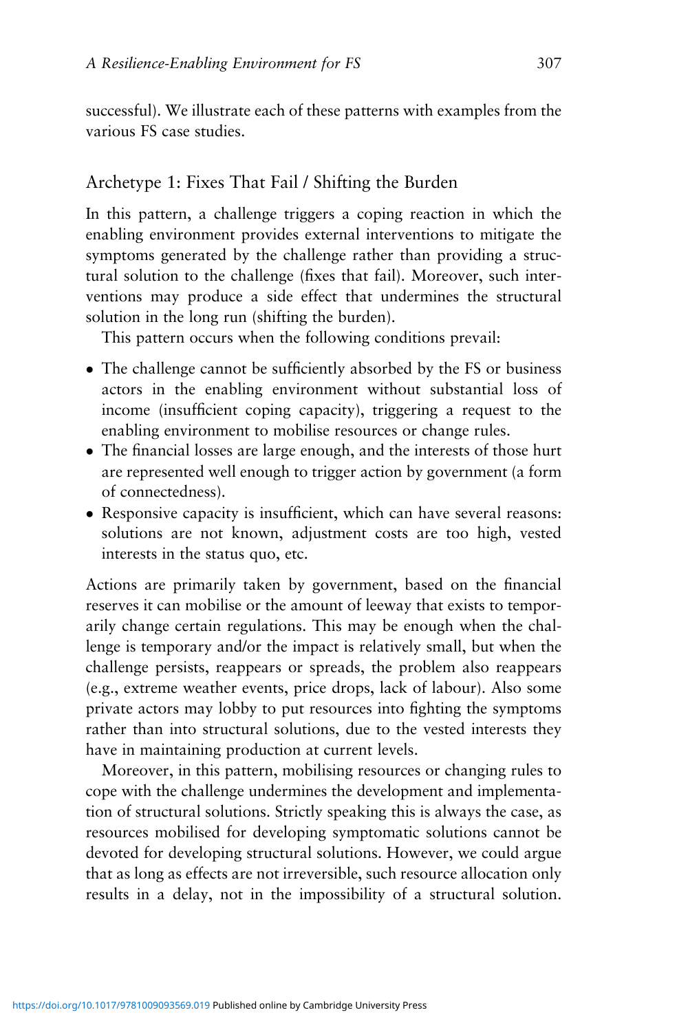successful). We illustrate each of these patterns with examples from the various FS case studies.

## Archetype 1: Fixes That Fail / Shifting the Burden

In this pattern, a challenge triggers a coping reaction in which the enabling environment provides external interventions to mitigate the symptoms generated by the challenge rather than providing a structural solution to the challenge (fixes that fail). Moreover, such interventions may produce a side effect that undermines the structural solution in the long run (shifting the burden).

This pattern occurs when the following conditions prevail:

- The challenge cannot be sufficiently absorbed by the FS or business actors in the enabling environment without substantial loss of income (insufficient coping capacity), triggering a request to the enabling environment to mobilise resources or change rules.
- The financial losses are large enough, and the interests of those hurt are represented well enough to trigger action by government (a form of connectedness).
- Responsive capacity is insufficient, which can have several reasons: solutions are not known, adjustment costs are too high, vested interests in the status quo, etc.

Actions are primarily taken by government, based on the financial reserves it can mobilise or the amount of leeway that exists to temporarily change certain regulations. This may be enough when the challenge is temporary and/or the impact is relatively small, but when the challenge persists, reappears or spreads, the problem also reappears (e.g., extreme weather events, price drops, lack of labour). Also some private actors may lobby to put resources into fighting the symptoms rather than into structural solutions, due to the vested interests they have in maintaining production at current levels.

Moreover, in this pattern, mobilising resources or changing rules to cope with the challenge undermines the development and implementation of structural solutions. Strictly speaking this is always the case, as resources mobilised for developing symptomatic solutions cannot be devoted for developing structural solutions. However, we could argue that as long as effects are not irreversible, such resource allocation only results in a delay, not in the impossibility of a structural solution.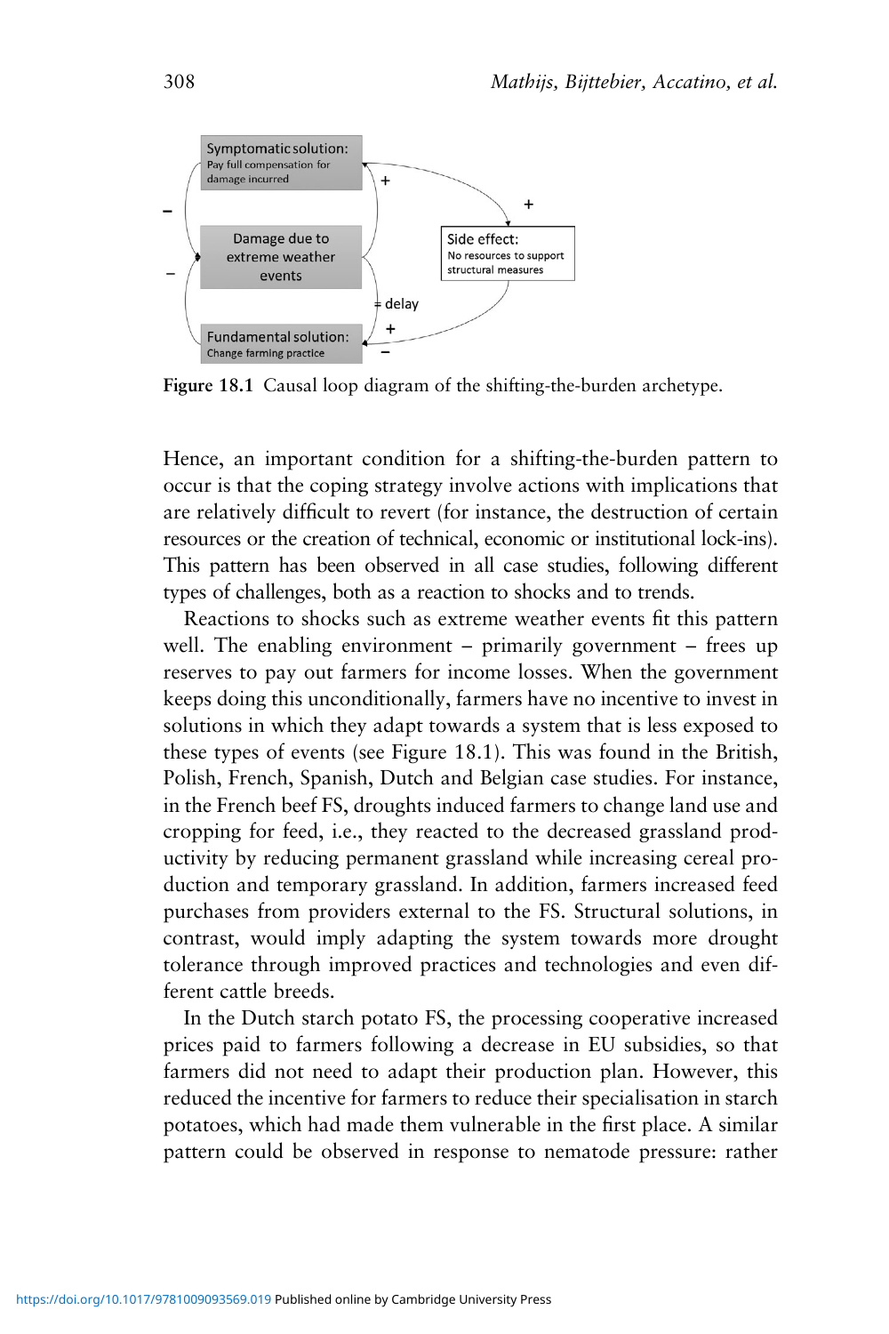Figure 18.1 Causal loop diagram of the shifting-the-burden archetype.

Hence, an important condition for a shifting-the-burden pattern to occur is that the coping strategy involve actions with implications that are relatively difficult to revert (for instance, the destruction of certain resources or the creation of technical, economic or institutional lock-ins). This pattern has been observed in all case studies, following different types of challenges, both as a reaction to shocks and to trends.

Reactions to shocks such as extreme weather events fit this pattern well. The enabling environment – primarily government – frees up reserves to pay out farmers for income losses. When the government keeps doing this unconditionally, farmers have no incentive to invest in solutions in which they adapt towards a system that is less exposed to these types of events (see Figure 18.1). This was found in the British, Polish, French, Spanish, Dutch and Belgian case studies. For instance, in the French beef FS, droughts induced farmers to change land use and cropping for feed, i.e., they reacted to the decreased grassland productivity by reducing permanent grassland while increasing cereal production and temporary grassland. In addition, farmers increased feed purchases from providers external to the FS. Structural solutions, in contrast, would imply adapting the system towards more drought tolerance through improved practices and technologies and even different cattle breeds.

In the Dutch starch potato FS, the processing cooperative increased prices paid to farmers following a decrease in EU subsidies, so that farmers did not need to adapt their production plan. However, this reduced the incentive for farmers to reduce their specialisation in starch potatoes, which had made them vulnerable in the first place. A similar pattern could be observed in response to nematode pressure: rather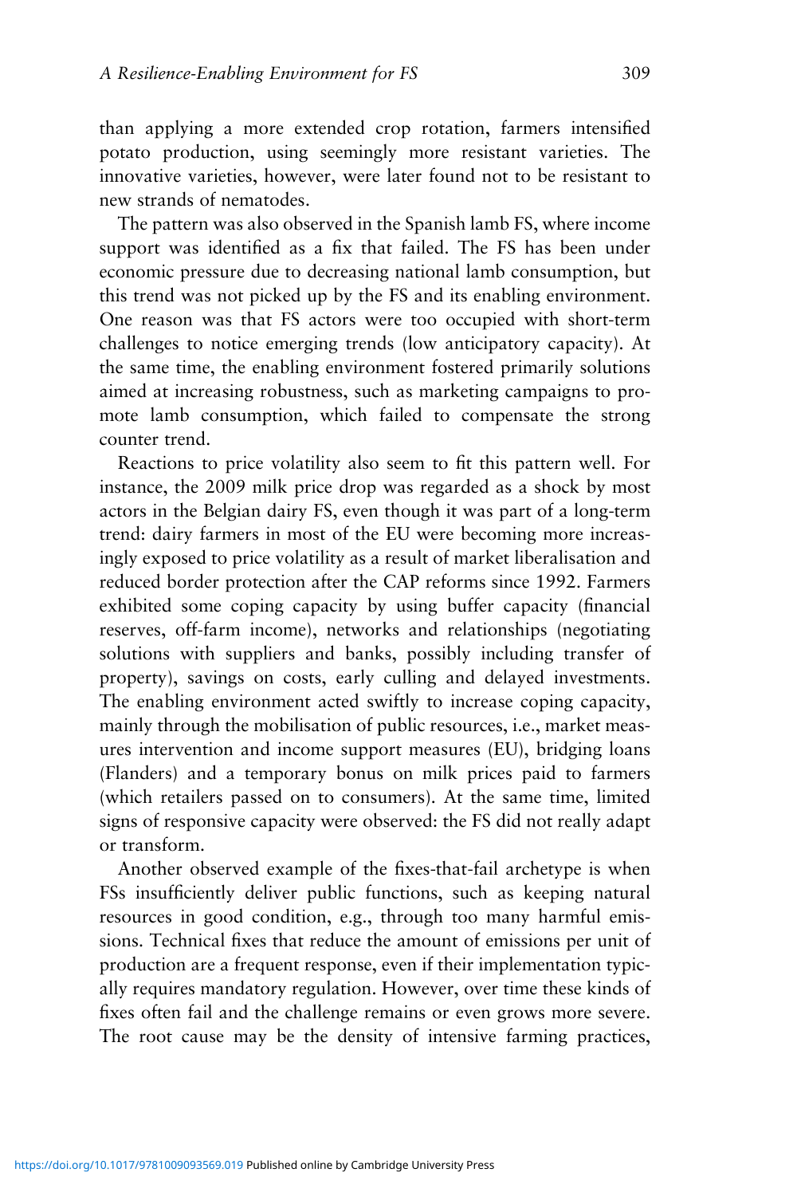than applying a more extended crop rotation, farmers intensified potato production, using seemingly more resistant varieties. The innovative varieties, however, were later found not to be resistant to new strands of nematodes.

The pattern was also observed in the Spanish lamb FS, where income support was identified as a fix that failed. The FS has been under economic pressure due to decreasing national lamb consumption, but this trend was not picked up by the FS and its enabling environment. One reason was that FS actors were too occupied with short-term challenges to notice emerging trends (low anticipatory capacity). At the same time, the enabling environment fostered primarily solutions aimed at increasing robustness, such as marketing campaigns to promote lamb consumption, which failed to compensate the strong counter trend.

Reactions to price volatility also seem to fit this pattern well. For instance, the 2009 milk price drop was regarded as a shock by most actors in the Belgian dairy FS, even though it was part of a long-term trend: dairy farmers in most of the EU were becoming more increasingly exposed to price volatility as a result of market liberalisation and reduced border protection after the CAP reforms since 1992. Farmers exhibited some coping capacity by using buffer capacity (financial reserves, off-farm income), networks and relationships (negotiating solutions with suppliers and banks, possibly including transfer of property), savings on costs, early culling and delayed investments. The enabling environment acted swiftly to increase coping capacity, mainly through the mobilisation of public resources, i.e., market measures intervention and income support measures (EU), bridging loans (Flanders) and a temporary bonus on milk prices paid to farmers (which retailers passed on to consumers). At the same time, limited signs of responsive capacity were observed: the FS did not really adapt or transform.

Another observed example of the fixes-that-fail archetype is when FSs insufficiently deliver public functions, such as keeping natural resources in good condition, e.g., through too many harmful emissions. Technical fixes that reduce the amount of emissions per unit of production are a frequent response, even if their implementation typically requires mandatory regulation. However, over time these kinds of fixes often fail and the challenge remains or even grows more severe. The root cause may be the density of intensive farming practices,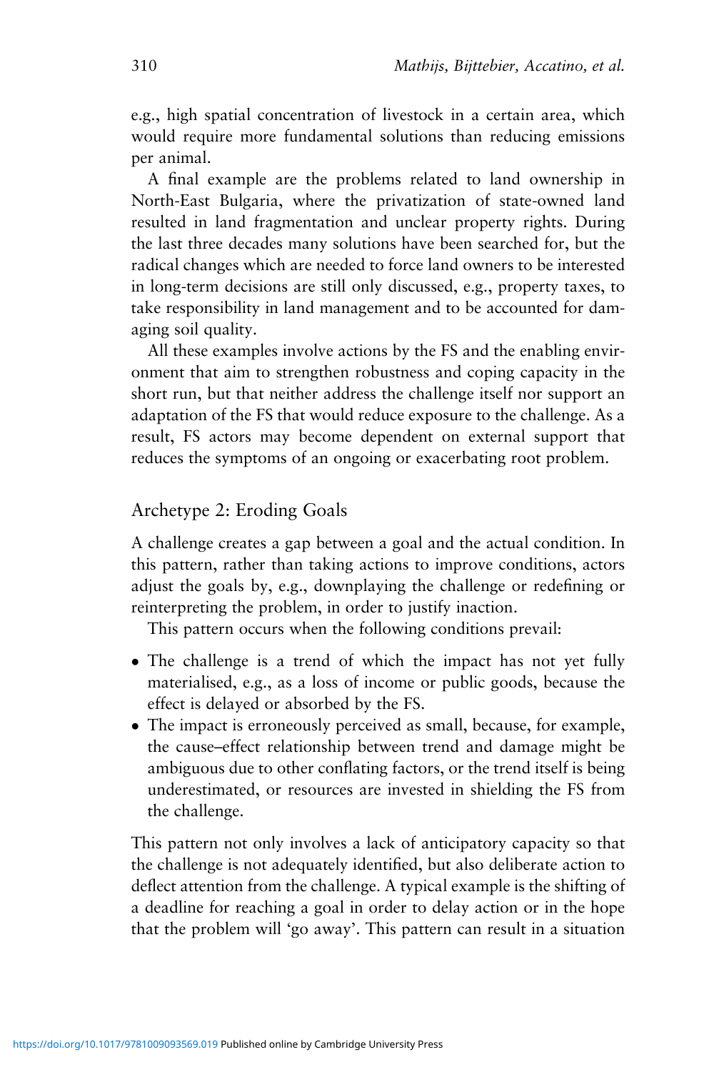e.g., high spatial concentration of livestock in a certain area, which would require more fundamental solutions than reducing emissions per animal.

A final example are the problems related to land ownership in North-East Bulgaria, where the privatization of state-owned land resulted in land fragmentation and unclear property rights. During the last three decades many solutions have been searched for, but the radical changes which are needed to force land owners to be interested in long-term decisions are still only discussed, e.g., property taxes, to take responsibility in land management and to be accounted for damaging soil quality.

All these examples involve actions by the FS and the enabling environment that aim to strengthen robustness and coping capacity in the short run, but that neither address the challenge itself nor support an adaptation of the FS that would reduce exposure to the challenge. As a result, FS actors may become dependent on external support that reduces the symptoms of an ongoing or exacerbating root problem.

## Archetype 2: Eroding Goals

A challenge creates a gap between a goal and the actual condition. In this pattern, rather than taking actions to improve conditions, actors adjust the goals by, e.g., downplaying the challenge or redefining or reinterpreting the problem, in order to justify inaction.

This pattern occurs when the following conditions prevail:

- The challenge is a trend of which the impact has not yet fully materialised, e.g., as a loss of income or public goods, because the effect is delayed or absorbed by the FS.
- The impact is erroneously perceived as small, because, for example, the cause–effect relationship between trend and damage might be ambiguous due to other conflating factors, or the trend itself is being underestimated, or resources are invested in shielding the FS from the challenge.

This pattern not only involves a lack of anticipatory capacity so that the challenge is not adequately identified, but also deliberate action to deflect attention from the challenge. A typical example is the shifting of a deadline for reaching a goal in order to delay action or in the hope that the problem will 'go away'. This pattern can result in a situation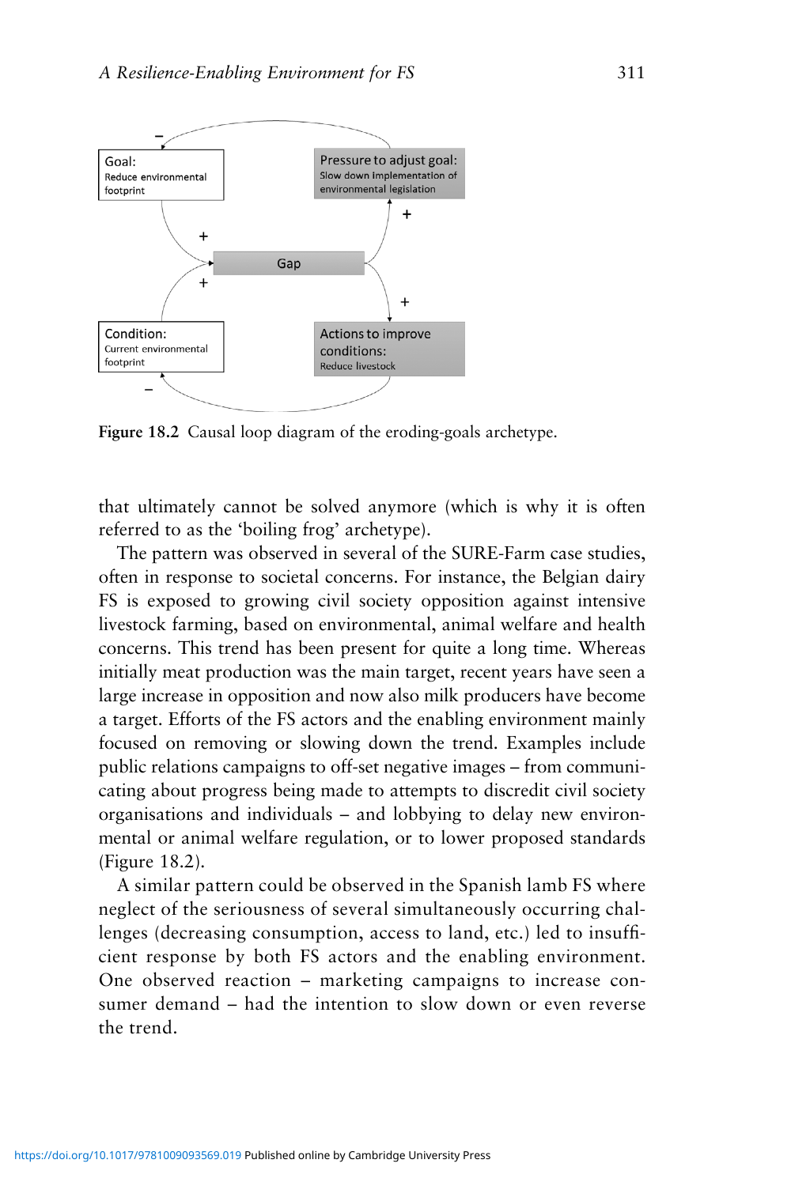Goal: Reduce environmental footprint

Pressure to adjust goal: Slow down implementation of environmental legislation

Gap

Condition: Current environmental footprint

Actions to improve conditions: Reduce livestock

**Figure 18.2** Causal loop diagram of the eroding-goals archetype.

that ultimately cannot be solved anymore (which is why it is often referred to as the 'boiling frog' archetype).

The pattern was observed in several of the SURE-Farm case studies, often in response to societal concerns. For instance, the Belgian dairy FS is exposed to growing civil society opposition against intensive livestock farming, based on environmental, animal welfare and health concerns. This trend has been present for quite a long time. Whereas initially meat production was the main target, recent years have seen a large increase in opposition and now also milk producers have become a target. Efforts of the FS actors and the enabling environment mainly focused on removing or slowing down the trend. Examples include public relations campaigns to off-set negative images – from communicating about progress being made to attempts to discredit civil society organisations and individuals – and lobbying to delay new environmental or animal welfare regulation, or to lower proposed standards (Figure 18.2).

A similar pattern could be observed in the Spanish lamb FS where neglect of the seriousness of several simultaneously occurring challenges (decreasing consumption, access to land, etc.) led to insufficient response by both FS actors and the enabling environment. One observed reaction – marketing campaigns to increase consumer demand – had the intention to slow down or even reverse the trend.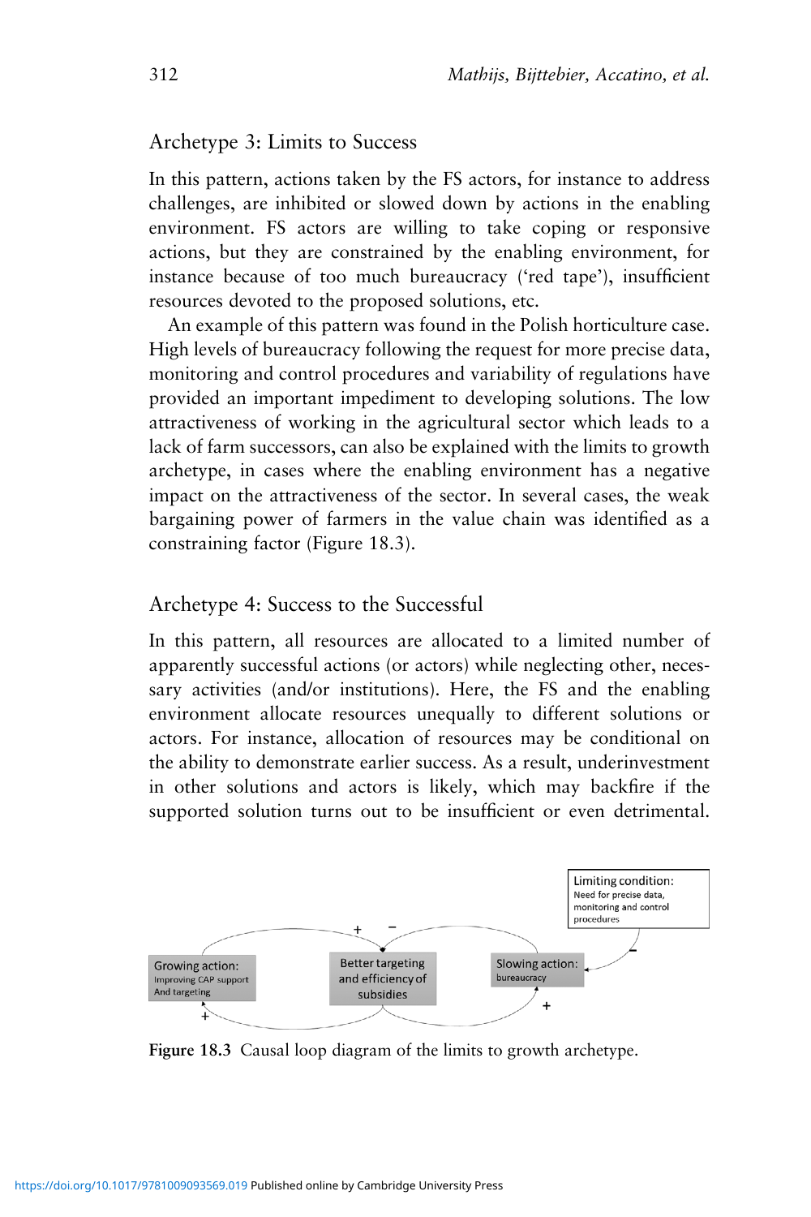### Archetype 3: Limits to Success

In this pattern, actions taken by the FS actors, for instance to address challenges, are inhibited or slowed down by actions in the enabling environment. FS actors are willing to take coping or responsive actions, but they are constrained by the enabling environment, for instance because of too much bureaucracy ('red tape'), insufficient resources devoted to the proposed solutions, etc.

An example of this pattern was found in the Polish horticulture case. High levels of bureaucracy following the request for more precise data, monitoring and control procedures and variability of regulations have provided an important impediment to developing solutions. The low attractiveness of working in the agricultural sector which leads to a lack of farm successors, can also be explained with the limits to growth archetype, in cases where the enabling environment has a negative impact on the attractiveness of the sector. In several cases, the weak bargaining power of farmers in the value chain was identified as a constraining factor (Figure 18.3).

### Archetype 4: Success to the Successful

In this pattern, all resources are allocated to a limited number of apparently successful actions (or actors) while neglecting other, necessary activities (and/or institutions). Here, the FS and the enabling environment allocate resources unequally to different solutions or actors. For instance, allocation of resources may be conditional on the ability to demonstrate earlier success. As a result, underinvestment in other solutions and actors is likely, which may backfire if the supported solution turns out to be insufficient or even detrimental.

Limiting condition: Need for precise data, monitoring and control procedures

Growing action: Improving CAP support And targeting

Better targeting and efficiency of subsidies

Slowing action: bureaucracy

**Figure 18.3** Causal loop diagram of the limits to growth archetype.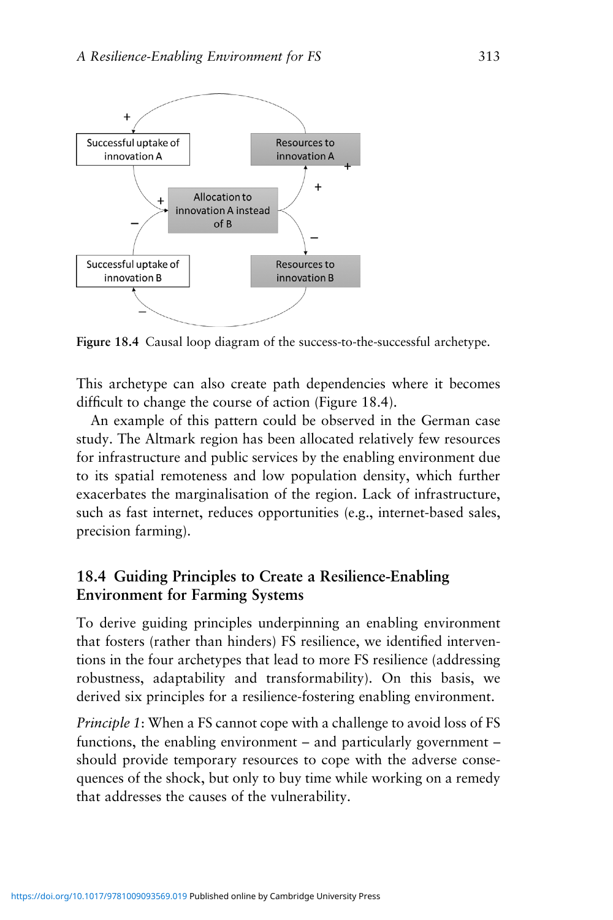Figure 18.4 Causal loop diagram of the success-to-the-successful archetype.

This archetype can also create path dependencies where it becomes difficult to change the course of action (Figure 18.4).

An example of this pattern could be observed in the German case study. The Altmark region has been allocated relatively few resources for infrastructure and public services by the enabling environment due to its spatial remoteness and low population density, which further exacerbates the marginalisation of the region. Lack of infrastructure, such as fast internet, reduces opportunities (e.g., internet-based sales, precision farming).

## 18.4 Guiding Principles to Create a Resilience-Enabling Environment for Farming Systems

To derive guiding principles underpinning an enabling environment that fosters (rather than hinders) FS resilience, we identified interventions in the four archetypes that lead to more FS resilience (addressing robustness, adaptability and transformability). On this basis, we derived six principles for a resilience-fostering enabling environment.

*Principle 1*: When a FS cannot cope with a challenge to avoid loss of FS functions, the enabling environment – and particularly government – should provide temporary resources to cope with the adverse consequences of the shock, but only to buy time while working on a remedy that addresses the causes of the vulnerability.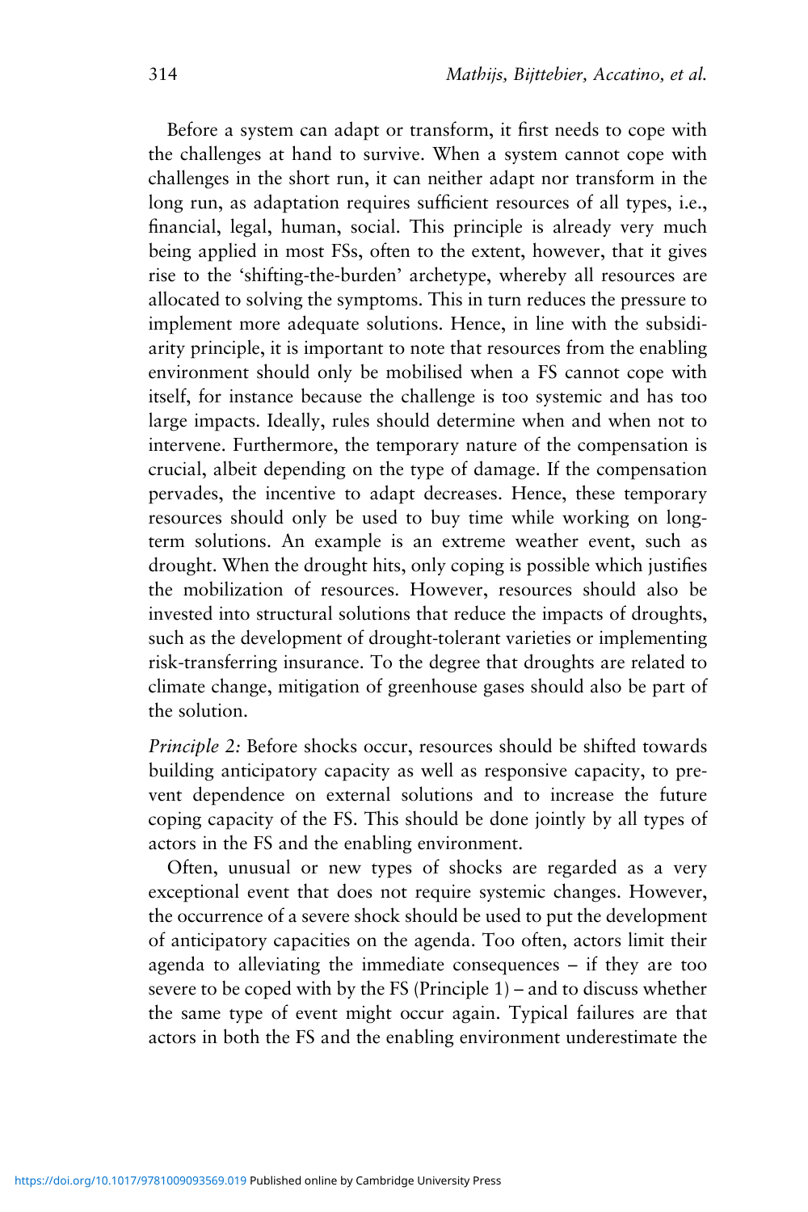Before a system can adapt or transform, it first needs to cope with the challenges at hand to survive. When a system cannot cope with challenges in the short run, it can neither adapt nor transform in the long run, as adaptation requires sufficient resources of all types, i.e., financial, legal, human, social. This principle is already very much being applied in most FSs, often to the extent, however, that it gives rise to the 'shifting-the-burden' archetype, whereby all resources are allocated to solving the symptoms. This in turn reduces the pressure to implement more adequate solutions. Hence, in line with the subsidiarity principle, it is important to note that resources from the enabling environment should only be mobilised when a FS cannot cope with itself, for instance because the challenge is too systemic and has too large impacts. Ideally, rules should determine when and when not to intervene. Furthermore, the temporary nature of the compensation is crucial, albeit depending on the type of damage. If the compensation pervades, the incentive to adapt decreases. Hence, these temporary resources should only be used to buy time while working on long-term solutions. An example is an extreme weather event, such as drought. When the drought hits, only coping is possible which justifies the mobilization of resources. However, resources should also be invested into structural solutions that reduce the impacts of droughts, such as the development of drought-tolerant varieties or implementing risk-transferring insurance. To the degree that droughts are related to climate change, mitigation of greenhouse gases should also be part of the solution.

*Principle 2:* Before shocks occur, resources should be shifted towards building anticipatory capacity as well as responsive capacity, to prevent dependence on external solutions and to increase the future coping capacity of the FS. This should be done jointly by all types of actors in the FS and the enabling environment.

Often, unusual or new types of shocks are regarded as a very exceptional event that does not require systemic changes. However, the occurrence of a severe shock should be used to put the development of anticipatory capacities on the agenda. Too often, actors limit their agenda to alleviating the immediate consequences – if they are too severe to be coped with by the FS (Principle 1) – and to discuss whether the same type of event might occur again. Typical failures are that actors in both the FS and the enabling environment underestimate the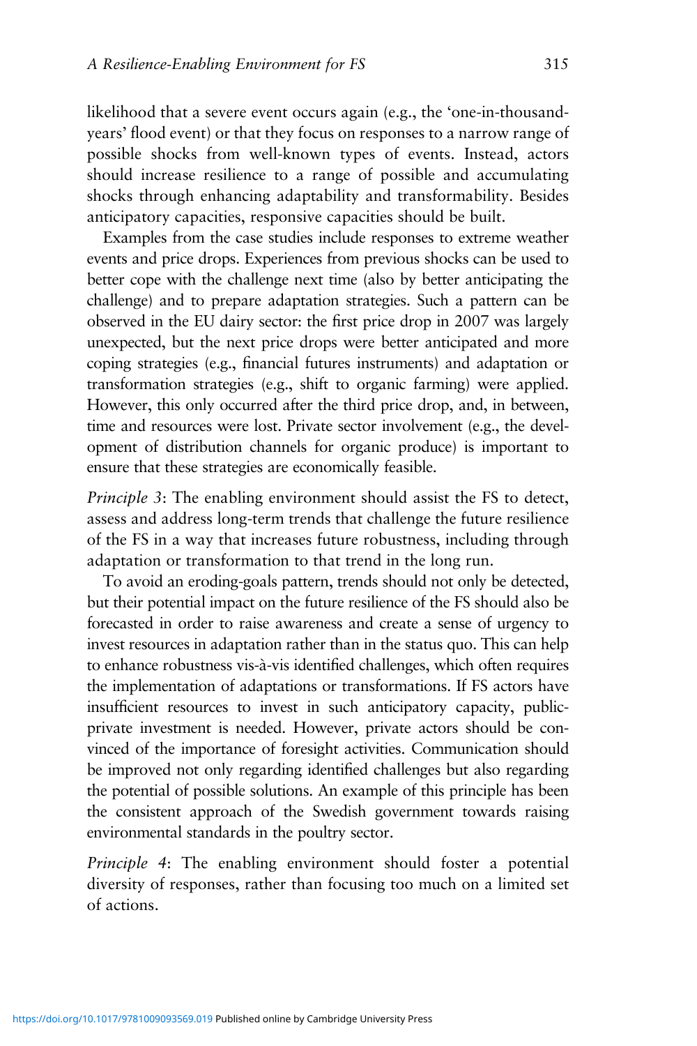likelihood that a severe event occurs again (e.g., the 'one-in-thousand-years' flood event) or that they focus on responses to a narrow range of possible shocks from well-known types of events. Instead, actors should increase resilience to a range of possible and accumulating shocks through enhancing adaptability and transformability. Besides anticipatory capacities, responsive capacities should be built.

Examples from the case studies include responses to extreme weather events and price drops. Experiences from previous shocks can be used to better cope with the challenge next time (also by better anticipating the challenge) and to prepare adaptation strategies. Such a pattern can be observed in the EU dairy sector: the first price drop in 2007 was largely unexpected, but the next price drops were better anticipated and more coping strategies (e.g., financial futures instruments) and adaptation or transformation strategies (e.g., shift to organic farming) were applied. However, this only occurred after the third price drop, and, in between, time and resources were lost. Private sector involvement (e.g., the development of distribution channels for organic produce) is important to ensure that these strategies are economically feasible.

*Principle 3*: The enabling environment should assist the FS to detect, assess and address long-term trends that challenge the future resilience of the FS in a way that increases future robustness, including through adaptation or transformation to that trend in the long run.

To avoid an eroding-goals pattern, trends should not only be detected, but their potential impact on the future resilience of the FS should also be forecasted in order to raise awareness and create a sense of urgency to invest resources in adaptation rather than in the status quo. This can help to enhance robustness vis-à-vis identified challenges, which often requires the implementation of adaptations or transformations. If FS actors have insufficient resources to invest in such anticipatory capacity, public-private investment is needed. However, private actors should be convinced of the importance of foresight activities. Communication should be improved not only regarding identified challenges but also regarding the potential of possible solutions. An example of this principle has been the consistent approach of the Swedish government towards raising environmental standards in the poultry sector.

*Principle 4*: The enabling environment should foster a potential diversity of responses, rather than focusing too much on a limited set of actions.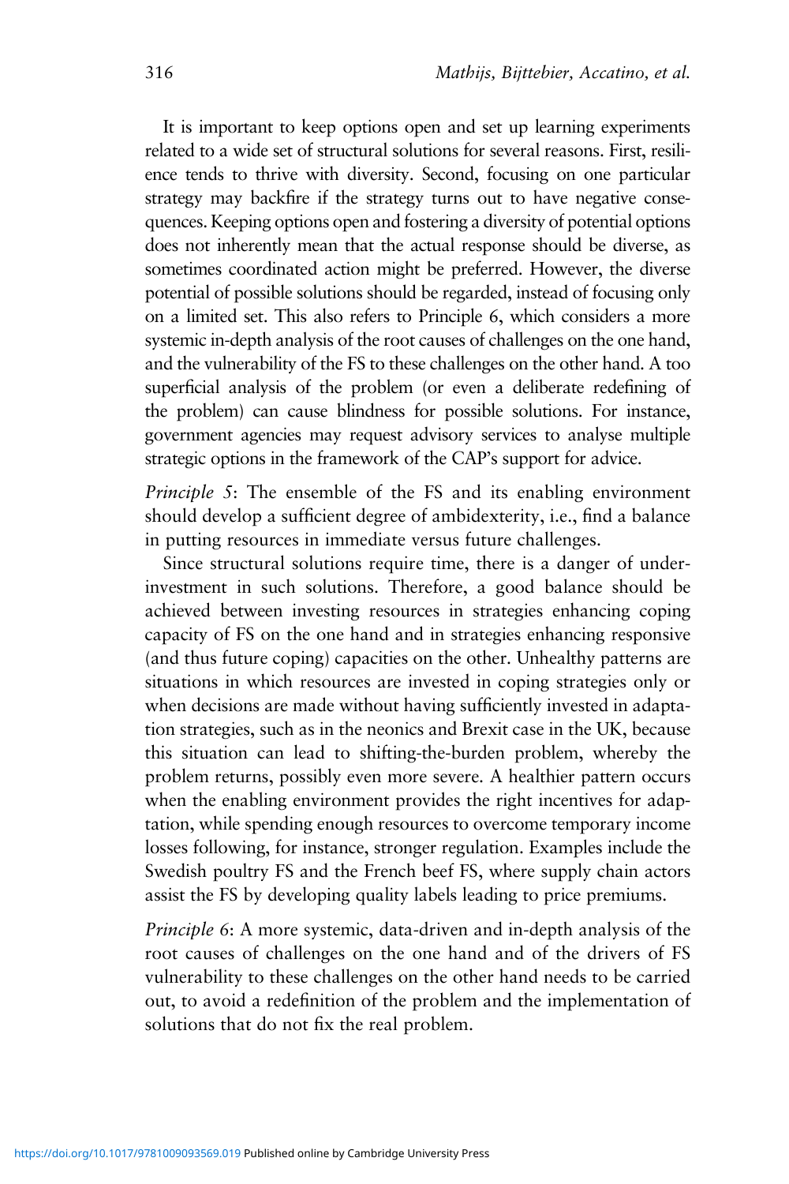It is important to keep options open and set up learning experiments related to a wide set of structural solutions for several reasons. First, resilience tends to thrive with diversity. Second, focusing on one particular strategy may backfire if the strategy turns out to have negative consequences. Keeping options open and fostering a diversity of potential options does not inherently mean that the actual response should be diverse, as sometimes coordinated action might be preferred. However, the diverse potential of possible solutions should be regarded, instead of focusing only on a limited set. This also refers to Principle 6, which considers a more systemic in-depth analysis of the root causes of challenges on the one hand, and the vulnerability of the FS to these challenges on the other hand. A too superficial analysis of the problem (or even a deliberate redefining of the problem) can cause blindness for possible solutions. For instance, government agencies may request advisory services to analyse multiple strategic options in the framework of the CAP's support for advice.

*Principle 5*: The ensemble of the FS and its enabling environment should develop a sufficient degree of ambidexterity, i.e., find a balance in putting resources in immediate versus future challenges.

Since structural solutions require time, there is a danger of underinvestment in such solutions. Therefore, a good balance should be achieved between investing resources in strategies enhancing coping capacity of FS on the one hand and in strategies enhancing responsive (and thus future coping) capacities on the other. Unhealthy patterns are situations in which resources are invested in coping strategies only or when decisions are made without having sufficiently invested in adaptation strategies, such as in the neonics and Brexit case in the UK, because this situation can lead to shifting-the-burden problem, whereby the problem returns, possibly even more severe. A healthier pattern occurs when the enabling environment provides the right incentives for adaptation, while spending enough resources to overcome temporary income losses following, for instance, stronger regulation. Examples include the Swedish poultry FS and the French beef FS, where supply chain actors assist the FS by developing quality labels leading to price premiums.

*Principle 6*: A more systemic, data-driven and in-depth analysis of the root causes of challenges on the one hand and of the drivers of FS vulnerability to these challenges on the other hand needs to be carried out, to avoid a redefinition of the problem and the implementation of solutions that do not fix the real problem.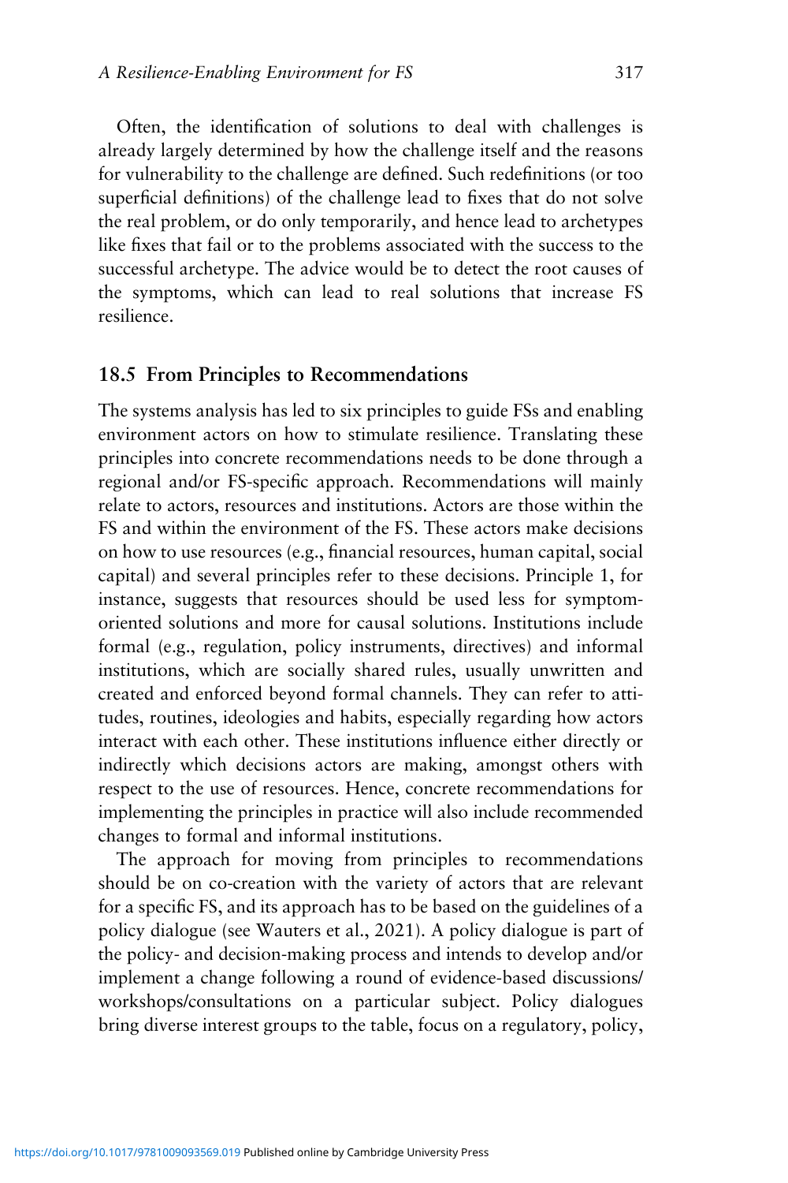Often, the identification of solutions to deal with challenges is already largely determined by how the challenge itself and the reasons for vulnerability to the challenge are defined. Such redefinitions (or too superficial definitions) of the challenge lead to fixes that do not solve the real problem, or do only temporarily, and hence lead to archetypes like fixes that fail or to the problems associated with the success to the successful archetype. The advice would be to detect the root causes of the symptoms, which can lead to real solutions that increase FS resilience.

## 18.5 From Principles to Recommendations

The systems analysis has led to six principles to guide FSs and enabling environment actors on how to stimulate resilience. Translating these principles into concrete recommendations needs to be done through a regional and/or FS-specific approach. Recommendations will mainly relate to actors, resources and institutions. Actors are those within the FS and within the environment of the FS. These actors make decisions on how to use resources (e.g., financial resources, human capital, social capital) and several principles refer to these decisions. Principle 1, for instance, suggests that resources should be used less for symptom-oriented solutions and more for causal solutions. Institutions include formal (e.g., regulation, policy instruments, directives) and informal institutions, which are socially shared rules, usually unwritten and created and enforced beyond formal channels. They can refer to attitudes, routines, ideologies and habits, especially regarding how actors interact with each other. These institutions influence either directly or indirectly which decisions actors are making, amongst others with respect to the use of resources. Hence, concrete recommendations for implementing the principles in practice will also include recommended changes to formal and informal institutions.

The approach for moving from principles to recommendations should be on co-creation with the variety of actors that are relevant for a specific FS, and its approach has to be based on the guidelines of a policy dialogue (see Wauters et al., 2021). A policy dialogue is part of the policy- and decision-making process and intends to develop and/or implement a change following a round of evidence-based discussions/workshops/consultations on a particular subject. Policy dialogues bring diverse interest groups to the table, focus on a regulatory, policy,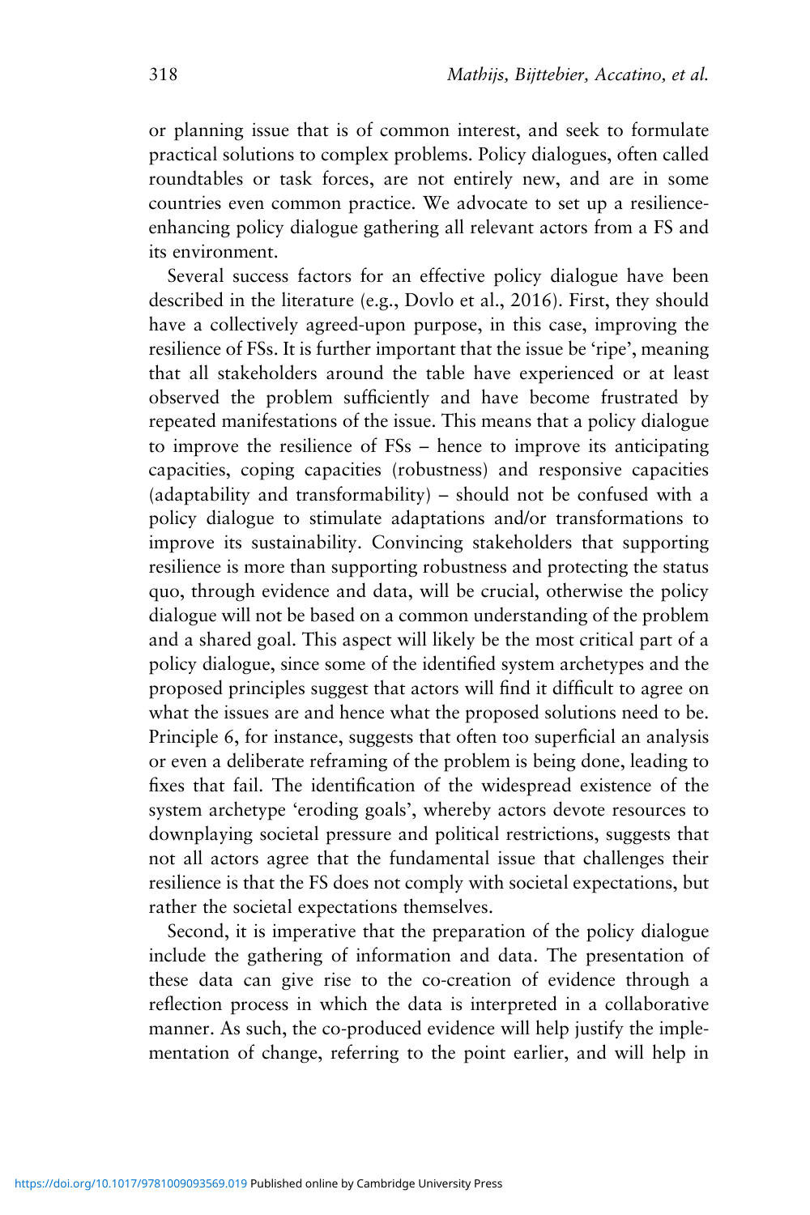or planning issue that is of common interest, and seek to formulate practical solutions to complex problems. Policy dialogues, often called roundtables or task forces, are not entirely new, and are in some countries even common practice. We advocate to set up a resilience-enhancing policy dialogue gathering all relevant actors from a FS and its environment.

Several success factors for an effective policy dialogue have been described in the literature (e.g., Dovlo et al., 2016). First, they should have a collectively agreed-upon purpose, in this case, improving the resilience of FSs. It is further important that the issue be 'ripe', meaning that all stakeholders around the table have experienced or at least observed the problem sufficiently and have become frustrated by repeated manifestations of the issue. This means that a policy dialogue to improve the resilience of FSs – hence to improve its anticipating capacities, coping capacities (robustness) and responsive capacities (adaptability and transformability) – should not be confused with a policy dialogue to stimulate adaptations and/or transformations to improve its sustainability. Convincing stakeholders that supporting resilience is more than supporting robustness and protecting the status quo, through evidence and data, will be crucial, otherwise the policy dialogue will not be based on a common understanding of the problem and a shared goal. This aspect will likely be the most critical part of a policy dialogue, since some of the identified system archetypes and the proposed principles suggest that actors will find it difficult to agree on what the issues are and hence what the proposed solutions need to be. Principle 6, for instance, suggests that often too superficial an analysis or even a deliberate reframing of the problem is being done, leading to fixes that fail. The identification of the widespread existence of the system archetype 'eroding goals', whereby actors devote resources to downplaying societal pressure and political restrictions, suggests that not all actors agree that the fundamental issue that challenges their resilience is that the FS does not comply with societal expectations, but rather the societal expectations themselves.

Second, it is imperative that the preparation of the policy dialogue include the gathering of information and data. The presentation of these data can give rise to the co-creation of evidence through a reflection process in which the data is interpreted in a collaborative manner. As such, the co-produced evidence will help justify the implementation of change, referring to the point earlier, and will help in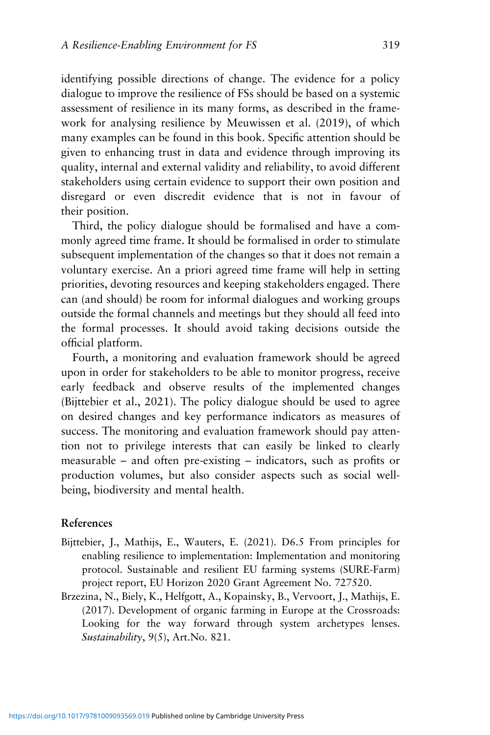identifying possible directions of change. The evidence for a policy dialogue to improve the resilience of FSs should be based on a systemic assessment of resilience in its many forms, as described in the framework for analysing resilience by Meuwissen et al. (2019), of which many examples can be found in this book. Specific attention should be given to enhancing trust in data and evidence through improving its quality, internal and external validity and reliability, to avoid different stakeholders using certain evidence to support their own position and disregard or even discredit evidence that is not in favour of their position.

Third, the policy dialogue should be formalised and have a commonly agreed time frame. It should be formalised in order to stimulate subsequent implementation of the changes so that it does not remain a voluntary exercise. An a priori agreed time frame will help in setting priorities, devoting resources and keeping stakeholders engaged. There can (and should) be room for informal dialogues and working groups outside the formal channels and meetings but they should all feed into the formal processes. It should avoid taking decisions outside the official platform.

Fourth, a monitoring and evaluation framework should be agreed upon in order for stakeholders to be able to monitor progress, receive early feedback and observe results of the implemented changes (Bijttebier et al., 2021). The policy dialogue should be used to agree on desired changes and key performance indicators as measures of success. The monitoring and evaluation framework should pay attention not to privilege interests that can easily be linked to clearly measurable – and often pre-existing – indicators, such as profits or production volumes, but also consider aspects such as social wellbeing, biodiversity and mental health.

## References

Bijttebier, J., Mathijs, E., Wauters, E. (2021). D6.5 From principles for enabling resilience to implementation: Implementation and monitoring protocol. Sustainable and resilient EU farming systems (SURE-Farm) project report, EU Horizon 2020 Grant Agreement No. 727520.

Brzezina, N., Biely, K., Helfgott, A., Kopainsky, B., Vervoort, J., Mathijs, E. (2017). Development of organic farming in Europe at the Crossroads: Looking for the way forward through system archetypes lenses. *Sustainability*, 9(5), Art.No. 821.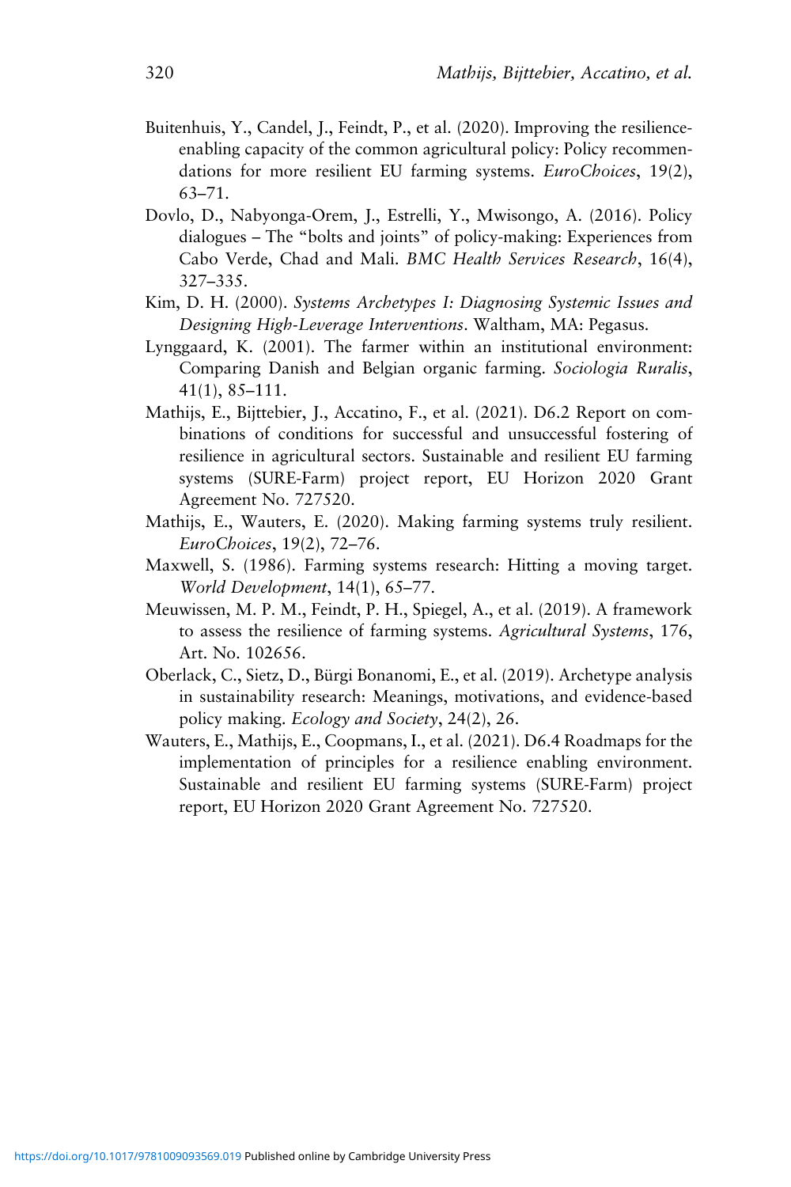Buitenhuis, Y., Candel, J., Feindt, P., et al. (2020). Improving the resilience-enabling capacity of the common agricultural policy: Policy recommendations for more resilient EU farming systems. *EuroChoices*, 19(2), 63–71.

Dovlo, D., Nabyonga-Orem, J., Estrelli, Y., Mwisongo, A. (2016). Policy dialogues – The "bolts and joints" of policy-making: Experiences from Cabo Verde, Chad and Mali. *BMC Health Services Research*, 16(4), 327–335.

Kim, D. H. (2000). *Systems Archetypes I: Diagnosing Systemic Issues and Designing High-Leverage Interventions*. Waltham, MA: Pegasus.

Lynggaard, K. (2001). The farmer within an institutional environment: Comparing Danish and Belgian organic farming. *Sociologia Ruralis*, 41(1), 85–111.

Mathijs, E., Bijttebier, J., Accatino, F., et al. (2021). D6.2 Report on combinations of conditions for successful and unsuccessful fostering of resilience in agricultural sectors. Sustainable and resilient EU farming systems (SURE-Farm) project report, EU Horizon 2020 Grant Agreement No. 727520.

Mathijs, E., Wauters, E. (2020). Making farming systems truly resilient. *EuroChoices*, 19(2), 72–76.

Maxwell, S. (1986). Farming systems research: Hitting a moving target. *World Development*, 14(1), 65–77.

Meuwissen, M. P. M., Feindt, P. H., Spiegel, A., et al. (2019). A framework to assess the resilience of farming systems. *Agricultural Systems*, 176, Art. No. 102656.

Oberlack, C., Sietz, D., Bürgi Bonanomi, E., et al. (2019). Archetype analysis in sustainability research: Meanings, motivations, and evidence-based policy making. *Ecology and Society*, 24(2), 26.

Wauters, E., Mathijs, E., Coopmans, I., et al. (2021). D6.4 Roadmaps for the implementation of principles for a resilience enabling environment. Sustainable and resilient EU farming systems (SURE-Farm) project report, EU Horizon 2020 Grant Agreement No. 727520.